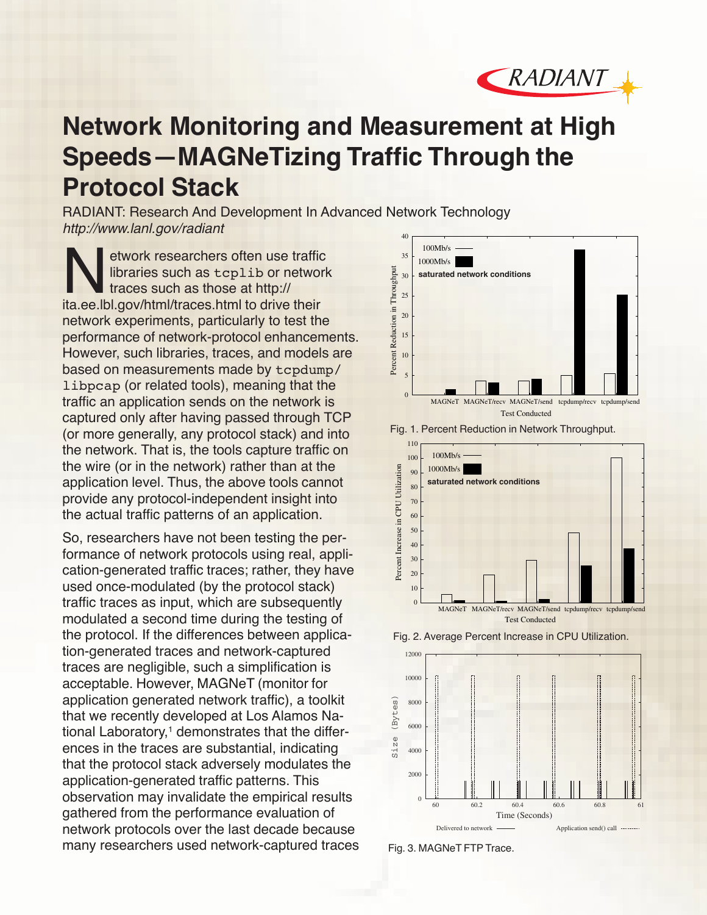# Network Monitoring and Measurement at High Speeds—MAGNeTizing Traffic Through the Protocol Stack

RADIANT: Research And Development In Advanced Network Technology

*http://www.lanl.gov/radiant*

Network researchers often use traffic libraries such as `tcplib` or network traces such as those at http://ita.ee.lbl.gov/html/traces.html to drive their network experiments, particularly to test the performance of network-protocol enhancements. However, such libraries, traces, and models are based on measurements made by `tcpdump/libpcap` (or related tools), meaning that the traffic an application sends on the network is captured only after having passed through TCP (or more generally, any protocol stack) and into the network. That is, the tools capture traffic on the wire (or in the network) rather than at the application level. Thus, the above tools cannot provide any protocol-independent insight into the actual traffic patterns of an application.

So, researchers have not been testing the performance of network protocols using real, application-generated traffic traces; rather, they have used once-modulated (by the protocol stack) traffic traces as input, which are subsequently modulated a second time during the testing of the protocol. If the differences between application-generated traces and network-captured traces are negligible, such a simplification is acceptable. However, MAGNeT (monitor for application generated network traffic), a toolkit that we recently developed at Los Alamos National Laboratory,[1] demonstrates that the differences in the traces are substantial, indicating that the protocol stack adversely modulates the application-generated traffic patterns. This observation may invalidate the empirical results gathered from the performance evaluation of network protocols over the last decade because many researchers used network-captured traces

Fig. 1. Percent Reduction in Network Throughput.

Fig. 2. Average Percent Increase in CPU Utilization.

Fig. 3. MAGNeT FTP Trace.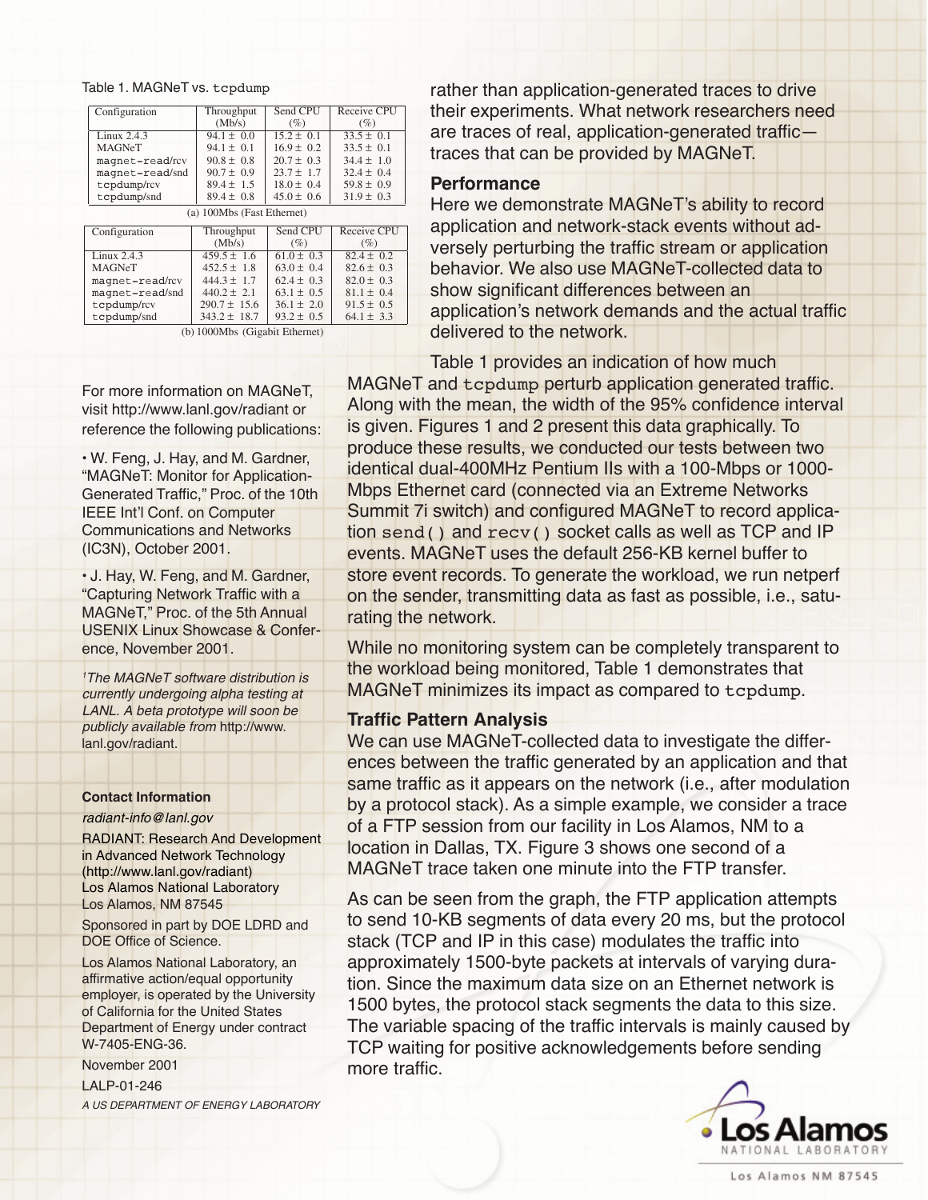Table 1. MAGNeT vs. `tcpdump`

| Configuration | Throughput (Mb/s) | Send CPU (%) | Receive CPU (%) |
|---|---|---|---|
| Linux 2.4.3 | 94.1 ± 0.0 | 15.2 ± 0.1 | 33.5 ± 0.1 |
| MAGNeT | 94.1 ± 0.1 | 16.9 ± 0.2 | 33.5 ± 0.1 |
| magnet-read/rcv | 90.8 ± 0.8 | 20.7 ± 0.3 | 34.4 ± 1.0 |
| magnet-read/snd | 90.7 ± 0.9 | 23.7 ± 1.7 | 32.4 ± 0.4 |
| tcpdump/rcv | 89.4 ± 1.5 | 18.0 ± 0.4 | 59.8 ± 0.9 |
| tcpdump/snd | 89.4 ± 0.8 | 45.0 ± 0.6 | 31.9 ± 0.3 |

(a) 100Mbs (Fast Ethernet)

| Configuration | Throughput (Mb/s) | Send CPU (%) | Receive CPU (%) |
|---|---|---|---|
| Linux 2.4.3 | 459.5 ± 1.6 | 61.0 ± 0.3 | 82.4 ± 0.2 |
| MAGNeT | 452.5 ± 1.8 | 63.0 ± 0.4 | 82.6 ± 0.3 |
| magnet-read/rcv | 444.3 ± 1.7 | 62.4 ± 0.3 | 82.0 ± 0.3 |
| magnet-read/snd | 440.2 ± 2.1 | 63.1 ± 0.5 | 81.1 ± 0.4 |
| tcpdump/rcv | 290.7 ± 15.6 | 36.1 ± 2.0 | 91.5 ± 0.5 |
| tcpdump/snd | 343.2 ± 18.7 | 93.2 ± 0.5 | 64.1 ± 3.3 |

(b) 1000Mbs (Gigabit Ethernet)

rather than application-generated traces to drive their experiments. What network researchers need are traces of real, application-generated traffic—traces that can be provided by MAGNeT.

### Performance

Here we demonstrate MAGNeT's ability to record application and network-stack events without adversely perturbing the traffic stream or application behavior. We also use MAGNeT-collected data to show significant differences between an application's network demands and the actual traffic delivered to the network.

Table 1 provides an indication of how much MAGNeT and `tcpdump` perturb application generated traffic. Along with the mean, the width of the 95% confidence interval is given. Figures 1 and 2 present this data graphically. To produce these results, we conducted our tests between two identical dual-400MHz Pentium IIs with a 100-Mbps or 1000-Mbps Ethernet card (connected via an Extreme Networks Summit 7i switch) and configured MAGNeT to record application `send()` and `recv()` socket calls as well as TCP and IP events. MAGNeT uses the default 256-KB kernel buffer to store event records. To generate the workload, we run netperf on the sender, transmitting data as fast as possible, i.e., saturating the network.

While no monitoring system can be completely transparent to the workload being monitored, Table 1 demonstrates that MAGNeT minimizes its impact as compared to `tcpdump`.

### Traffic Pattern Analysis

We can use MAGNeT-collected data to investigate the differences between the traffic generated by an application and that same traffic as it appears on the network (i.e., after modulation by a protocol stack). As a simple example, we consider a trace of a FTP session from our facility in Los Alamos, NM to a location in Dallas, TX. Figure 3 shows one second of a MAGNeT trace taken one minute into the FTP transfer.

As can be seen from the graph, the FTP application attempts to send 10-KB segments of data every 20 ms, but the protocol stack (TCP and IP in this case) modulates the traffic into approximately 1500-byte packets at intervals of varying duration. Since the maximum data size on an Ethernet network is 1500 bytes, the protocol stack segments the data to this size. The variable spacing of the traffic intervals is mainly caused by TCP waiting for positive acknowledgements before sending more traffic.

For more information on MAGNeT, visit http://www.lanl.gov/radiant or reference the following publications:

- W. Feng, J. Hay, and M. Gardner, "MAGNeT: Monitor for Application-Generated Traffic," Proc. of the 10th IEEE Int'l Conf. on Computer Communications and Networks (IC3N), October 2001.
- J. Hay, W. Feng, and M. Gardner, "Capturing Network Traffic with a MAGNeT," Proc. of the 5th Annual USENIX Linux Showcase & Conference, November 2001.

[1] *The MAGNeT software distribution is currently undergoing alpha testing at LANL. A beta prototype will soon be publicly available from* http://www.lanl.gov/radiant.

**Contact Information**

*radiant-info@lanl.gov*

RADIANT: Research And Development in Advanced Network Technology (http://www.lanl.gov/radiant)
Los Alamos National Laboratory
Los Alamos, NM 87545

Sponsored in part by DOE LDRD and DOE Office of Science.

Los Alamos National Laboratory, an affirmative action/equal opportunity employer, is operated by the University of California for the United States Department of Energy under contract W-7405-ENG-36.

November 2001

LALP-01-246

*A US DEPARTMENT OF ENERGY LABORATORY*

Los Alamos NATIONAL LABORATORY

Los Alamos NM 87545